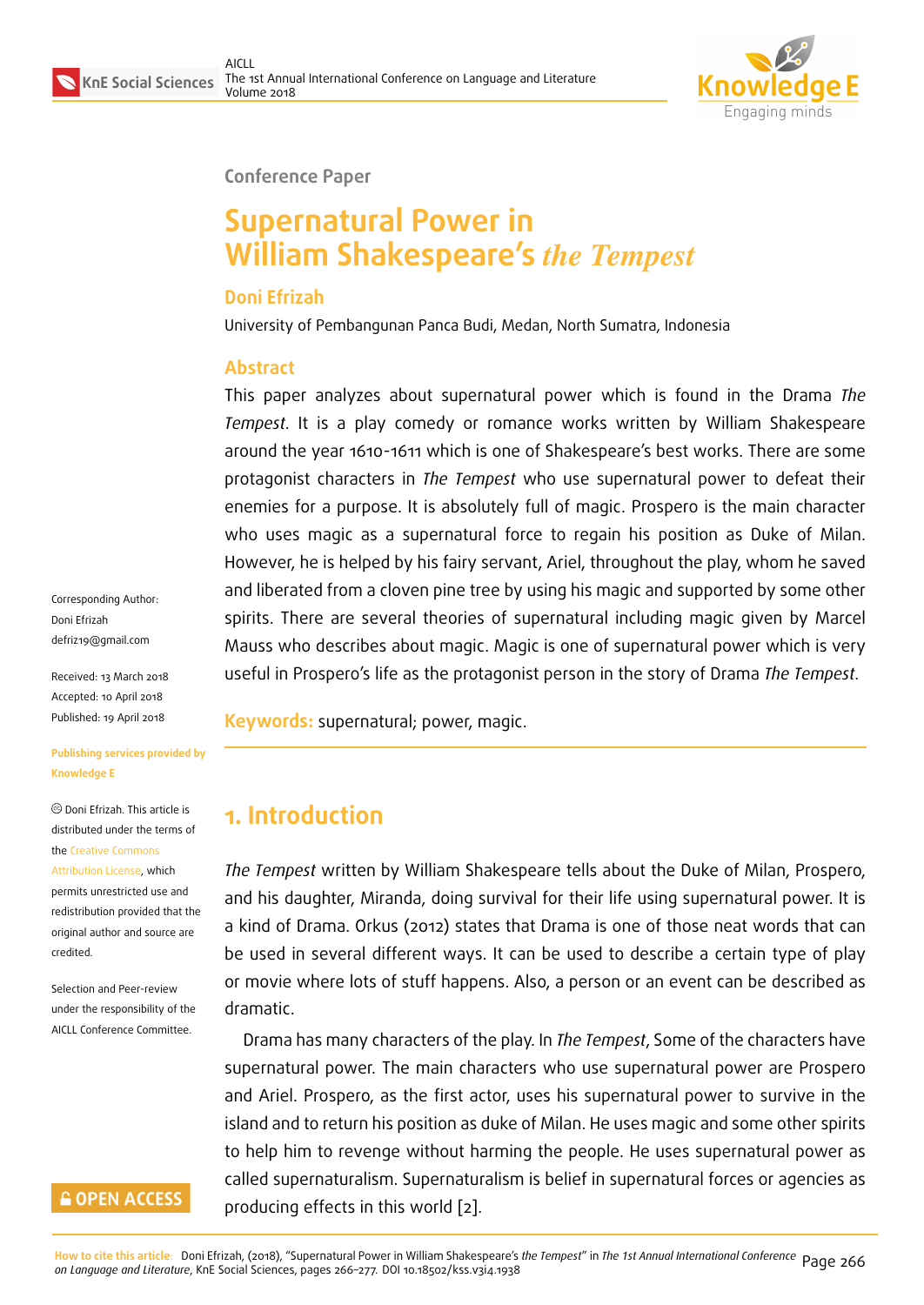Conference Paper

# Supernatural Power in William Shakespeare's *the Tempest*

**Doni Efrizah**

University of Pembangunan Panca Budi, Medan, North Sumatra, Indonesia

## Abstract

This paper analyzes about supernatural power which is found in the Drama *The Tempest*. It is a play comedy or romance works written by William Shakespeare around the year 1610-1611 which is one of Shakespeare's best works. There are some protagonist characters in *The Tempest* who use supernatural power to defeat their enemies for a purpose. It is absolutely full of magic. Prospero is the main character who uses magic as a supernatural force to regain his position as Duke of Milan. However, he is helped by his fairy servant, Ariel, throughout the play, whom he saved and liberated from a cloven pine tree by using his magic and supported by some other spirits. There are several theories of supernatural including magic given by Marcel Mauss who describes about magic. Magic is one of supernatural power which is very useful in Prospero's life as the protagonist person in the story of Drama *The Tempest*.

**Keywords:** supernatural; power, magic.

Corresponding Author:
Doni Efrizah
defriz19@gmail.com

Received: 13 March 2018
Accepted: 10 April 2018
Published: 19 April 2018

**Publishing services provided by Knowledge E**

© Doni Efrizah. This article is distributed under the terms of the Creative Commons Attribution License, which permits unrestricted use and redistribution provided that the original author and source are credited.

Selection and Peer-review under the responsibility of the AICLL Conference Committee.

## 1. Introduction

*The Tempest* written by William Shakespeare tells about the Duke of Milan, Prospero, and his daughter, Miranda, doing survival for their life using supernatural power. It is a kind of Drama. Orkus (2012) states that Drama is one of those neat words that can be used in several different ways. It can be used to describe a certain type of play or movie where lots of stuff happens. Also, a person or an event can be described as dramatic.

Drama has many characters of the play. In *The Tempest*, Some of the characters have supernatural power. The main characters who use supernatural power are Prospero and Ariel. Prospero, as the first actor, uses his supernatural power to survive in the island and to return his position as duke of Milan. He uses magic and some other spirits to help him to revenge without harming the people. He uses supernatural power as called supernaturalism. Supernaturalism is belief in supernatural forces or agencies as producing effects in this world [2].

How to cite this article: Doni Efrizah, (2018), "Supernatural Power in William Shakespeare's *the Tempest*" in *The 1st Annual International Conference on Language and Literature*, KnE Social Sciences, pages 266–277. DOI 10.18502/kss.v3i4.1938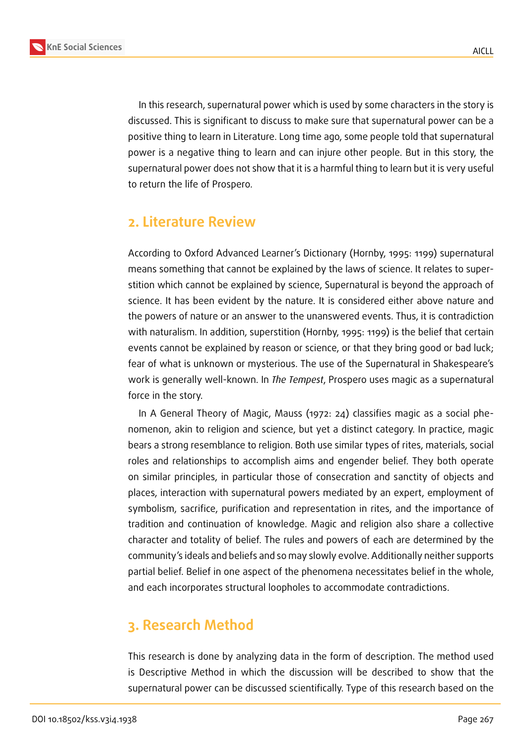In this research, supernatural power which is used by some characters in the story is discussed. This is significant to discuss to make sure that supernatural power can be a positive thing to learn in Literature. Long time ago, some people told that supernatural power is a negative thing to learn and can injure other people. But in this story, the supernatural power does not show that it is a harmful thing to learn but it is very useful to return the life of Prospero.

## 2. Literature Review

According to Oxford Advanced Learner's Dictionary (Hornby, 1995: 1199) supernatural means something that cannot be explained by the laws of science. It relates to superstition which cannot be explained by science, Supernatural is beyond the approach of science. It has been evident by the nature. It is considered either above nature and the powers of nature or an answer to the unanswered events. Thus, it is contradiction with naturalism. In addition, superstition (Hornby, 1995: 1199) is the belief that certain events cannot be explained by reason or science, or that they bring good or bad luck; fear of what is unknown or mysterious. The use of the Supernatural in Shakespeare's work is generally well-known. In *The Tempest*, Prospero uses magic as a supernatural force in the story.

In A General Theory of Magic, Mauss (1972: 24) classifies magic as a social phenomenon, akin to religion and science, but yet a distinct category. In practice, magic bears a strong resemblance to religion. Both use similar types of rites, materials, social roles and relationships to accomplish aims and engender belief. They both operate on similar principles, in particular those of consecration and sanctity of objects and places, interaction with supernatural powers mediated by an expert, employment of symbolism, sacrifice, purification and representation in rites, and the importance of tradition and continuation of knowledge. Magic and religion also share a collective character and totality of belief. The rules and powers of each are determined by the community's ideals and beliefs and so may slowly evolve. Additionally neither supports partial belief. Belief in one aspect of the phenomena necessitates belief in the whole, and each incorporates structural loopholes to accommodate contradictions.

## 3. Research Method

This research is done by analyzing data in the form of description. The method used is Descriptive Method in which the discussion will be described to show that the supernatural power can be discussed scientifically. Type of this research based on the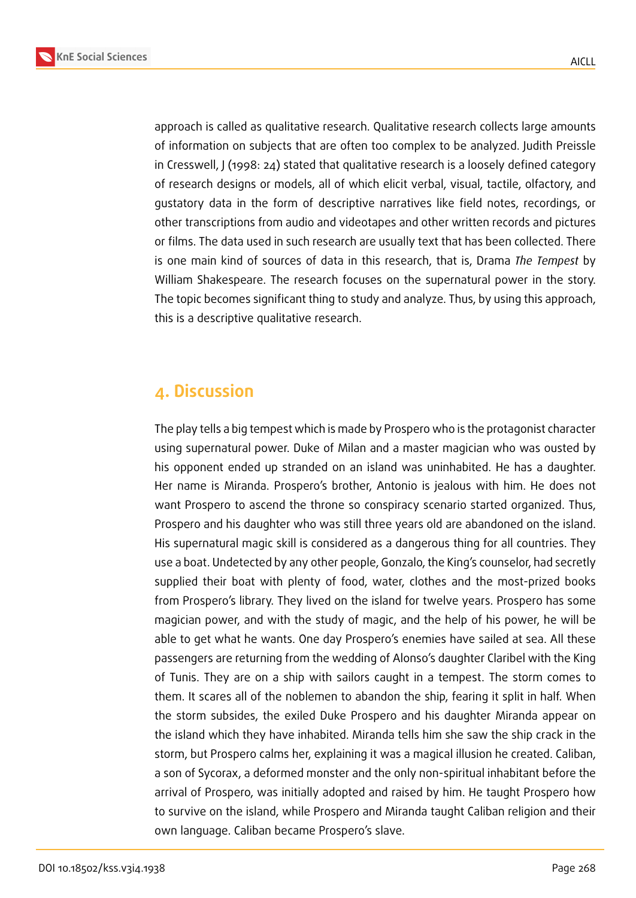approach is called as qualitative research. Qualitative research collects large amounts of information on subjects that are often too complex to be analyzed. Judith Preissle in Cresswell, J (1998: 24) stated that qualitative research is a loosely defined category of research designs or models, all of which elicit verbal, visual, tactile, olfactory, and gustatory data in the form of descriptive narratives like field notes, recordings, or other transcriptions from audio and videotapes and other written records and pictures or films. The data used in such research are usually text that has been collected. There is one main kind of sources of data in this research, that is, Drama *The Tempest* by William Shakespeare. The research focuses on the supernatural power in the story. The topic becomes significant thing to study and analyze. Thus, by using this approach, this is a descriptive qualitative research.

## 4. Discussion

The play tells a big tempest which is made by Prospero who is the protagonist character using supernatural power. Duke of Milan and a master magician who was ousted by his opponent ended up stranded on an island was uninhabited. He has a daughter. Her name is Miranda. Prospero's brother, Antonio is jealous with him. He does not want Prospero to ascend the throne so conspiracy scenario started organized. Thus, Prospero and his daughter who was still three years old are abandoned on the island. His supernatural magic skill is considered as a dangerous thing for all countries. They use a boat. Undetected by any other people, Gonzalo, the King's counselor, had secretly supplied their boat with plenty of food, water, clothes and the most-prized books from Prospero's library. They lived on the island for twelve years. Prospero has some magician power, and with the study of magic, and the help of his power, he will be able to get what he wants. One day Prospero's enemies have sailed at sea. All these passengers are returning from the wedding of Alonso's daughter Claribel with the King of Tunis. They are on a ship with sailors caught in a tempest. The storm comes to them. It scares all of the noblemen to abandon the ship, fearing it split in half. When the storm subsides, the exiled Duke Prospero and his daughter Miranda appear on the island which they have inhabited. Miranda tells him she saw the ship crack in the storm, but Prospero calms her, explaining it was a magical illusion he created. Caliban, a son of Sycorax, a deformed monster and the only non-spiritual inhabitant before the arrival of Prospero, was initially adopted and raised by him. He taught Prospero how to survive on the island, while Prospero and Miranda taught Caliban religion and their own language. Caliban became Prospero's slave.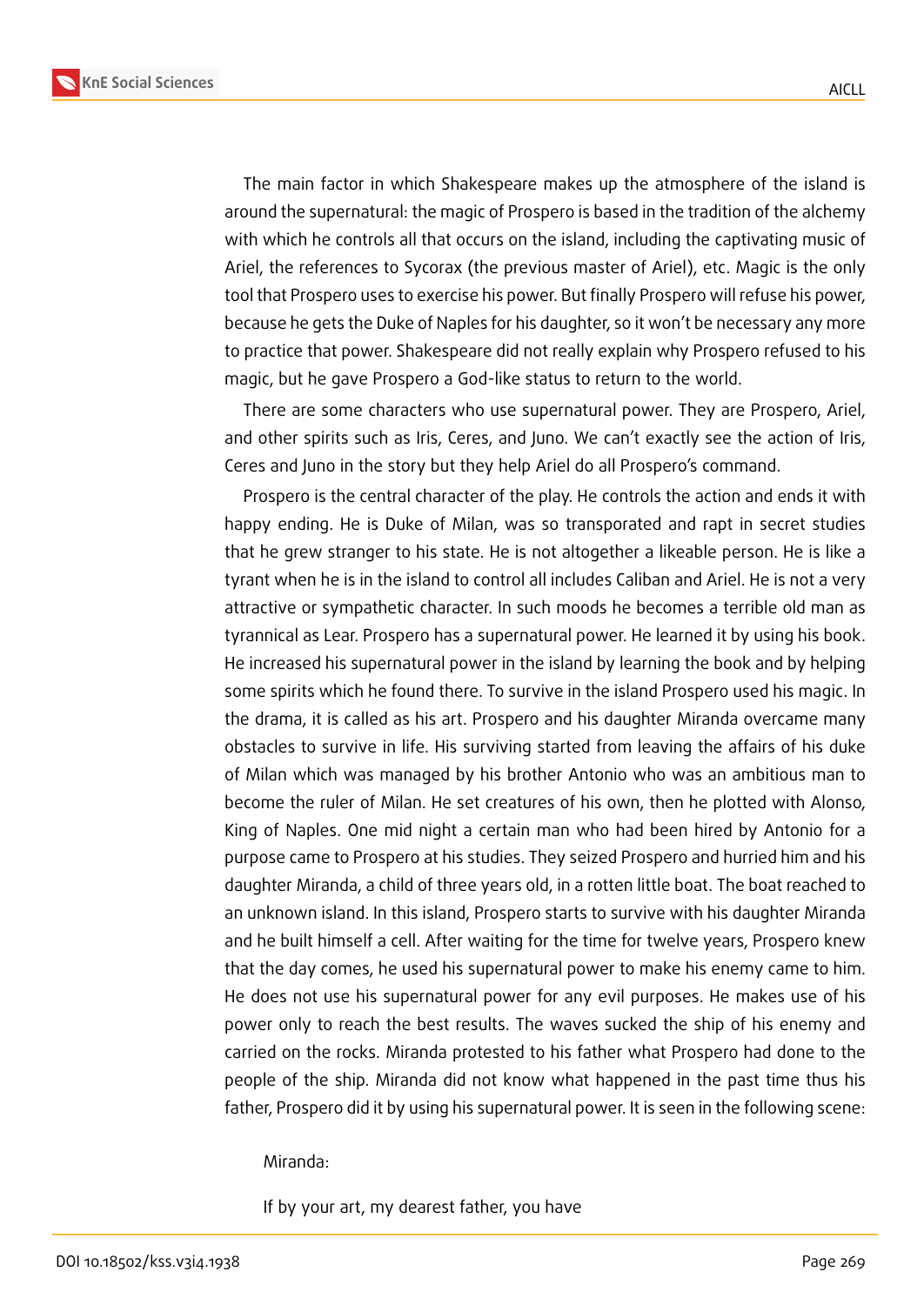The main factor in which Shakespeare makes up the atmosphere of the island is around the supernatural: the magic of Prospero is based in the tradition of the alchemy with which he controls all that occurs on the island, including the captivating music of Ariel, the references to Sycorax (the previous master of Ariel), etc. Magic is the only tool that Prospero uses to exercise his power. But finally Prospero will refuse his power, because he gets the Duke of Naples for his daughter, so it won't be necessary any more to practice that power. Shakespeare did not really explain why Prospero refused to his magic, but he gave Prospero a God-like status to return to the world.

There are some characters who use supernatural power. They are Prospero, Ariel, and other spirits such as Iris, Ceres, and Juno. We can't exactly see the action of Iris, Ceres and Juno in the story but they help Ariel do all Prospero's command.

Prospero is the central character of the play. He controls the action and ends it with happy ending. He is Duke of Milan, was so transporated and rapt in secret studies that he grew stranger to his state. He is not altogether a likeable person. He is like a tyrant when he is in the island to control all includes Caliban and Ariel. He is not a very attractive or sympathetic character. In such moods he becomes a terrible old man as tyrannical as Lear. Prospero has a supernatural power. He learned it by using his book. He increased his supernatural power in the island by learning the book and by helping some spirits which he found there. To survive in the island Prospero used his magic. In the drama, it is called as his art. Prospero and his daughter Miranda overcame many obstacles to survive in life. His surviving started from leaving the affairs of his duke of Milan which was managed by his brother Antonio who was an ambitious man to become the ruler of Milan. He set creatures of his own, then he plotted with Alonso, King of Naples. One mid night a certain man who had been hired by Antonio for a purpose came to Prospero at his studies. They seized Prospero and hurried him and his daughter Miranda, a child of three years old, in a rotten little boat. The boat reached to an unknown island. In this island, Prospero starts to survive with his daughter Miranda and he built himself a cell. After waiting for the time for twelve years, Prospero knew that the day comes, he used his supernatural power to make his enemy came to him. He does not use his supernatural power for any evil purposes. He makes use of his power only to reach the best results. The waves sucked the ship of his enemy and carried on the rocks. Miranda protested to his father what Prospero had done to the people of the ship. Miranda did not know what happened in the past time thus his father, Prospero did it by using his supernatural power. It is seen in the following scene:

Miranda:

If by your art, my dearest father, you have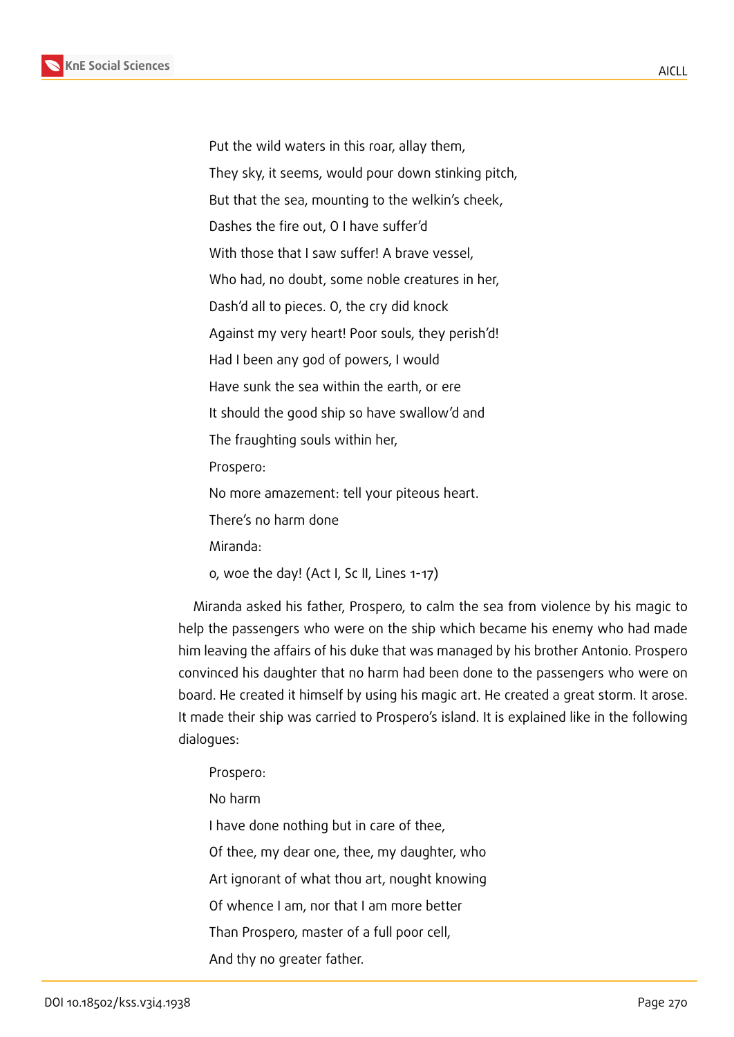Put the wild waters in this roar, allay them,

They sky, it seems, would pour down stinking pitch,

But that the sea, mounting to the welkin's cheek,

Dashes the fire out, O I have suffer'd

With those that I saw suffer! A brave vessel,

Who had, no doubt, some noble creatures in her,

Dash'd all to pieces. O, the cry did knock

Against my very heart! Poor souls, they perish'd!

Had I been any god of powers, I would

Have sunk the sea within the earth, or ere

It should the good ship so have swallow'd and

The fraughting souls within her,

Prospero:

No more amazement: tell your piteous heart.

There's no harm done

Miranda:

o, woe the day! (Act I, Sc II, Lines 1-17)

Miranda asked his father, Prospero, to calm the sea from violence by his magic to help the passengers who were on the ship which became his enemy who had made him leaving the affairs of his duke that was managed by his brother Antonio. Prospero convinced his daughter that no harm had been done to the passengers who were on board. He created it himself by using his magic art. He created a great storm. It arose. It made their ship was carried to Prospero's island. It is explained like in the following dialogues:

Prospero:

No harm

I have done nothing but in care of thee,

Of thee, my dear one, thee, my daughter, who

Art ignorant of what thou art, nought knowing

Of whence I am, nor that I am more better

Than Prospero, master of a full poor cell,

And thy no greater father.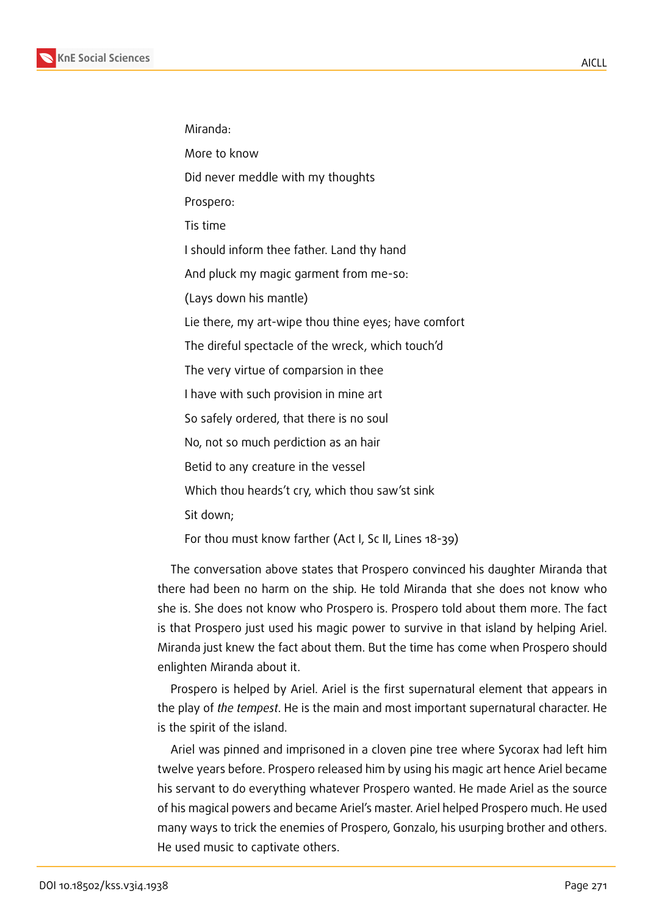Miranda:

More to know

Did never meddle with my thoughts

Prospero:

Tis time

I should inform thee father. Land thy hand

And pluck my magic garment from me-so:

(Lays down his mantle)

Lie there, my art-wipe thou thine eyes; have comfort

The direful spectacle of the wreck, which touch'd

The very virtue of comparsion in thee

I have with such provision in mine art

So safely ordered, that there is no soul

No, not so much perdiction as an hair

Betid to any creature in the vessel

Which thou heards't cry, which thou saw'st sink

Sit down;

For thou must know farther (Act I, Sc II, Lines 18-39)

The conversation above states that Prospero convinced his daughter Miranda that there had been no harm on the ship. He told Miranda that she does not know who she is. She does not know who Prospero is. Prospero told about them more. The fact is that Prospero just used his magic power to survive in that island by helping Ariel. Miranda just knew the fact about them. But the time has come when Prospero should enlighten Miranda about it.

Prospero is helped by Ariel. Ariel is the first supernatural element that appears in the play of *the tempest*. He is the main and most important supernatural character. He is the spirit of the island.

Ariel was pinned and imprisoned in a cloven pine tree where Sycorax had left him twelve years before. Prospero released him by using his magic art hence Ariel became his servant to do everything whatever Prospero wanted. He made Ariel as the source of his magical powers and became Ariel's master. Ariel helped Prospero much. He used many ways to trick the enemies of Prospero, Gonzalo, his usurping brother and others. He used music to captivate others.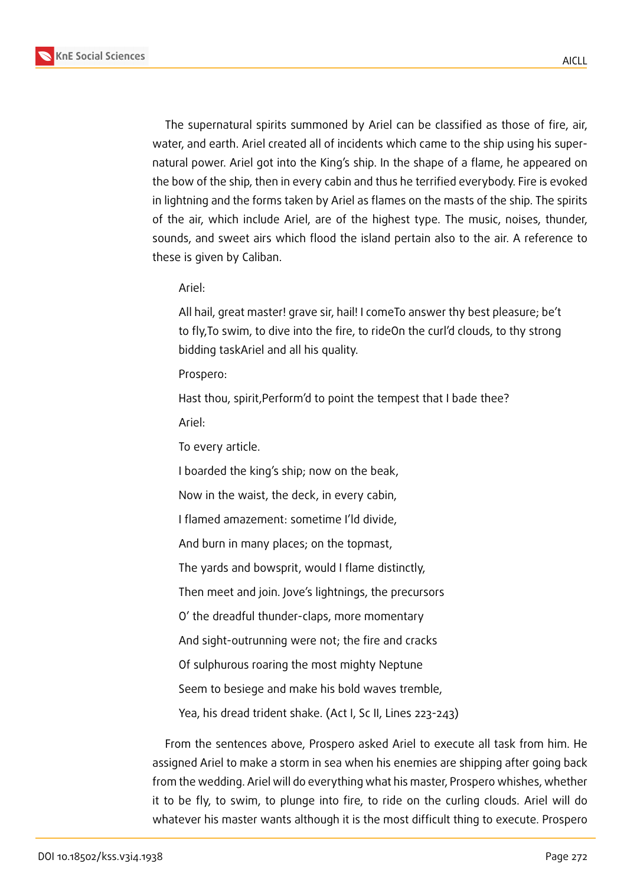The supernatural spirits summoned by Ariel can be classified as those of fire, air, water, and earth. Ariel created all of incidents which came to the ship using his supernatural power. Ariel got into the King's ship. In the shape of a flame, he appeared on the bow of the ship, then in every cabin and thus he terrified everybody. Fire is evoked in lightning and the forms taken by Ariel as flames on the masts of the ship. The spirits of the air, which include Ariel, are of the highest type. The music, noises, thunder, sounds, and sweet airs which flood the island pertain also to the air. A reference to these is given by Caliban.

> Ariel:
>
> All hail, great master! grave sir, hail! I comeTo answer thy best pleasure; be't to fly,To swim, to dive into the fire, to rideOn the curl'd clouds, to thy strong bidding taskAriel and all his quality.
>
> Prospero:
>
> Hast thou, spirit,Perform'd to point the tempest that I bade thee?
>
> Ariel:
>
> To every article.
>
> I boarded the king's ship; now on the beak,
>
> Now in the waist, the deck, in every cabin,
>
> I flamed amazement: sometime I'ld divide,
>
> And burn in many places; on the topmast,
>
> The yards and bowsprit, would I flame distinctly,
>
> Then meet and join. Jove's lightnings, the precursors
>
> O' the dreadful thunder-claps, more momentary
>
> And sight-outrunning were not; the fire and cracks
>
> Of sulphurous roaring the most mighty Neptune
>
> Seem to besiege and make his bold waves tremble,
>
> Yea, his dread trident shake. (Act I, Sc II, Lines 223-243)

From the sentences above, Prospero asked Ariel to execute all task from him. He assigned Ariel to make a storm in sea when his enemies are shipping after going back from the wedding. Ariel will do everything what his master, Prospero whishes, whether it to be fly, to swim, to plunge into fire, to ride on the curling clouds. Ariel will do whatever his master wants although it is the most difficult thing to execute. Prospero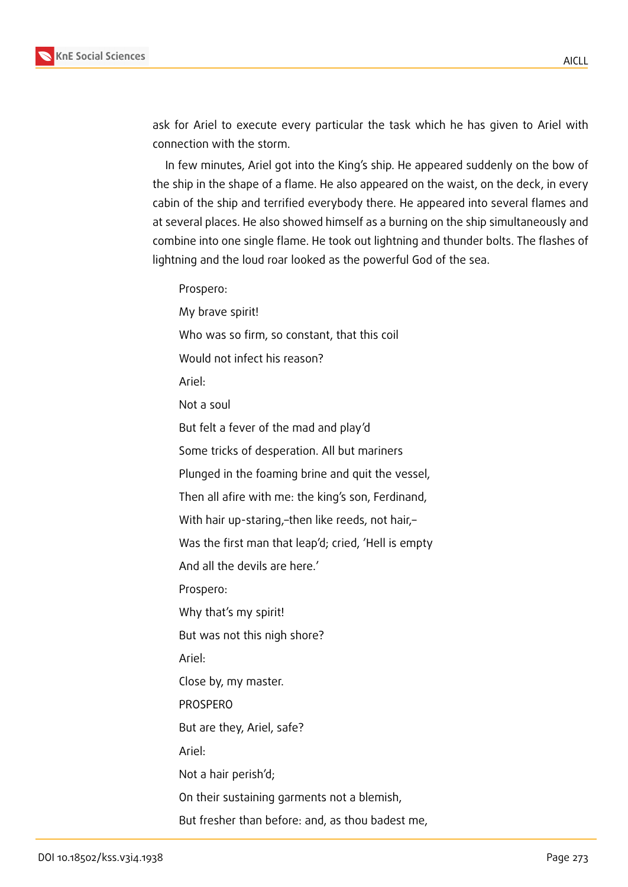ask for Ariel to execute every particular the task which he has given to Ariel with connection with the storm.

In few minutes, Ariel got into the King's ship. He appeared suddenly on the bow of the ship in the shape of a flame. He also appeared on the waist, on the deck, in every cabin of the ship and terrified everybody there. He appeared into several flames and at several places. He also showed himself as a burning on the ship simultaneously and combine into one single flame. He took out lightning and thunder bolts. The flashes of lightning and the loud roar looked as the powerful God of the sea.

> Prospero:
>
> My brave spirit!
>
> Who was so firm, so constant, that this coil
>
> Would not infect his reason?
>
> Ariel:
>
> Not a soul
>
> But felt a fever of the mad and play'd
>
> Some tricks of desperation. All but mariners
>
> Plunged in the foaming brine and quit the vessel,
>
> Then all afire with me: the king's son, Ferdinand,
>
> With hair up-staring,–then like reeds, not hair,–
>
> Was the first man that leap'd; cried, 'Hell is empty
>
> And all the devils are here.'
>
> Prospero:
>
> Why that's my spirit!
>
> But was not this nigh shore?
>
> Ariel:
>
> Close by, my master.
>
> PROSPERO
>
> But are they, Ariel, safe?
>
> Ariel:
>
> Not a hair perish'd;
>
> On their sustaining garments not a blemish,
>
> But fresher than before: and, as thou badest me,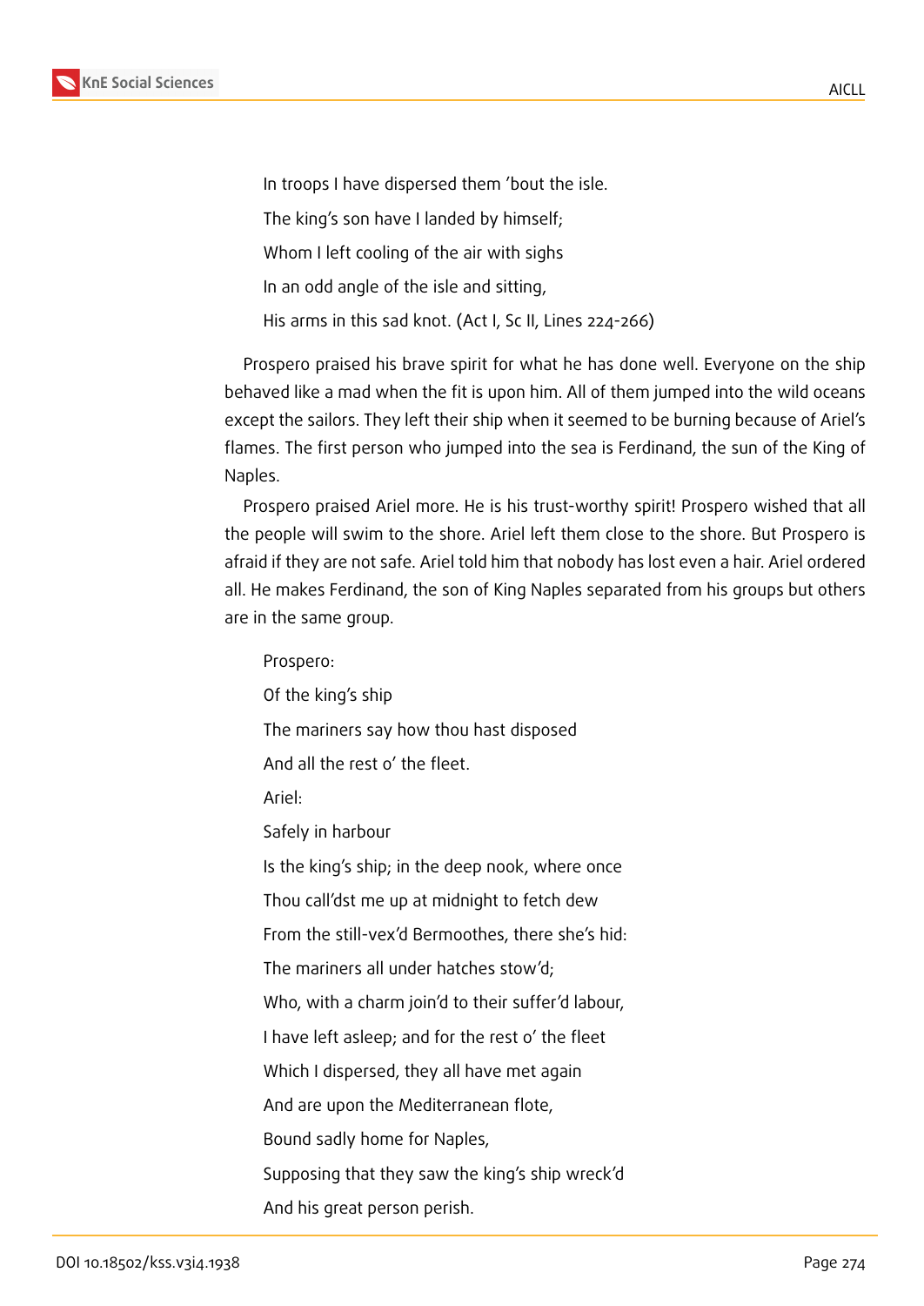In troops I have dispersed them 'bout the isle.

The king's son have I landed by himself;

Whom I left cooling of the air with sighs

In an odd angle of the isle and sitting,

His arms in this sad knot. (Act I, Sc II, Lines 224-266)

Prospero praised his brave spirit for what he has done well. Everyone on the ship behaved like a mad when the fit is upon him. All of them jumped into the wild oceans except the sailors. They left their ship when it seemed to be burning because of Ariel's flames. The first person who jumped into the sea is Ferdinand, the sun of the King of Naples.

Prospero praised Ariel more. He is his trust-worthy spirit! Prospero wished that all the people will swim to the shore. Ariel left them close to the shore. But Prospero is afraid if they are not safe. Ariel told him that nobody has lost even a hair. Ariel ordered all. He makes Ferdinand, the son of King Naples separated from his groups but others are in the same group.

Prospero:

Of the king's ship

The mariners say how thou hast disposed

And all the rest o' the fleet.

Ariel:

Safely in harbour

Is the king's ship; in the deep nook, where once

Thou call'dst me up at midnight to fetch dew

From the still-vex'd Bermoothes, there she's hid:

The mariners all under hatches stow'd;

Who, with a charm join'd to their suffer'd labour,

I have left asleep; and for the rest o' the fleet

Which I dispersed, they all have met again

And are upon the Mediterranean flote,

Bound sadly home for Naples,

Supposing that they saw the king's ship wreck'd

And his great person perish.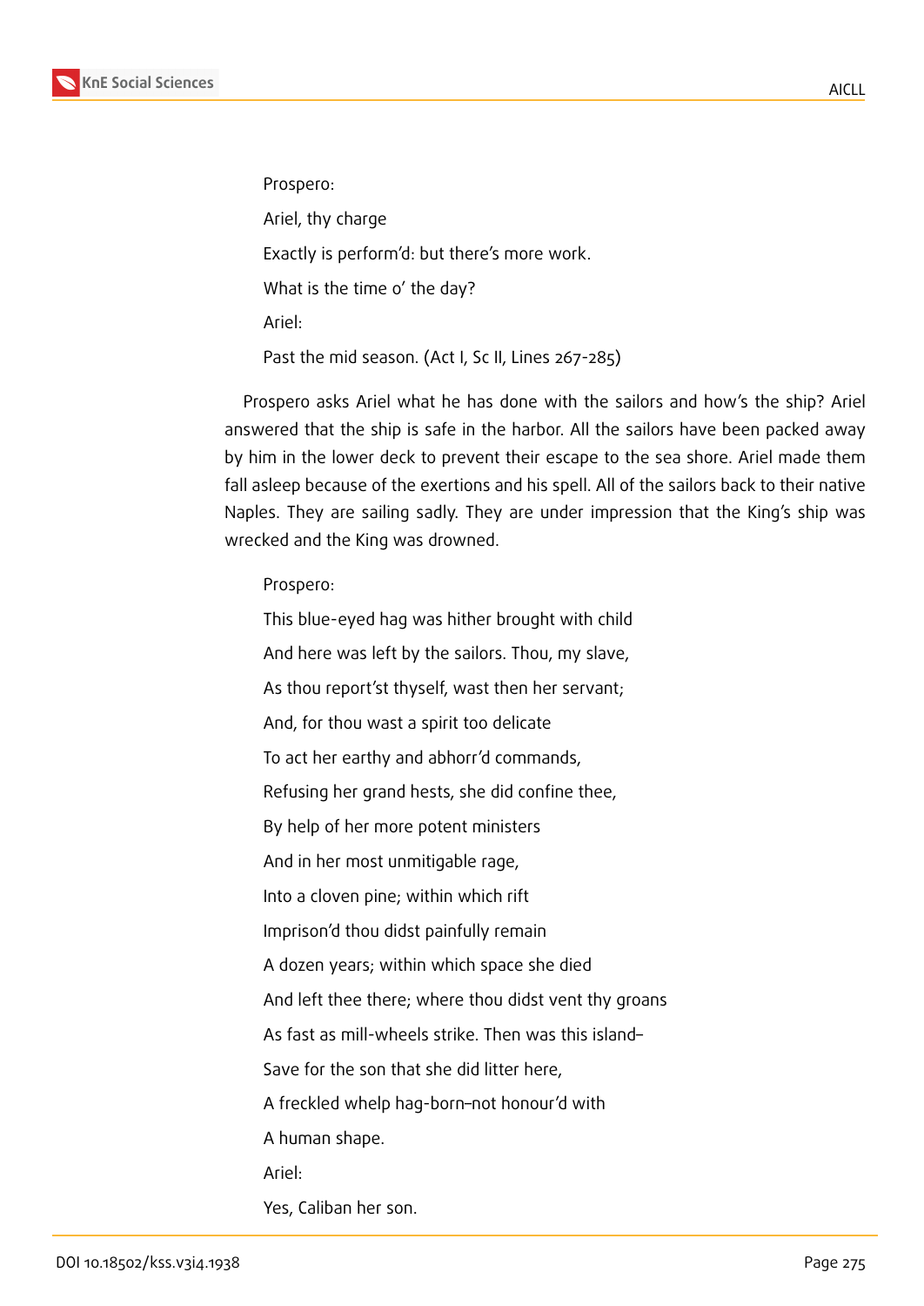Prospero:

Ariel, thy charge

Exactly is perform'd: but there's more work.

What is the time o' the day?

Ariel:

Past the mid season. (Act I, Sc II, Lines 267-285)

Prospero asks Ariel what he has done with the sailors and how's the ship? Ariel answered that the ship is safe in the harbor. All the sailors have been packed away by him in the lower deck to prevent their escape to the sea shore. Ariel made them fall asleep because of the exertions and his spell. All of the sailors back to their native Naples. They are sailing sadly. They are under impression that the King's ship was wrecked and the King was drowned.

Prospero:

This blue-eyed hag was hither brought with child

And here was left by the sailors. Thou, my slave,

As thou report'st thyself, wast then her servant;

And, for thou wast a spirit too delicate

To act her earthy and abhorr'd commands,

Refusing her grand hests, she did confine thee,

By help of her more potent ministers

And in her most unmitigable rage,

Into a cloven pine; within which rift

Imprison'd thou didst painfully remain

A dozen years; within which space she died

And left thee there; where thou didst vent thy groans

As fast as mill-wheels strike. Then was this island–

Save for the son that she did litter here,

A freckled whelp hag-born–not honour'd with

A human shape.

Ariel:

Yes, Caliban her son.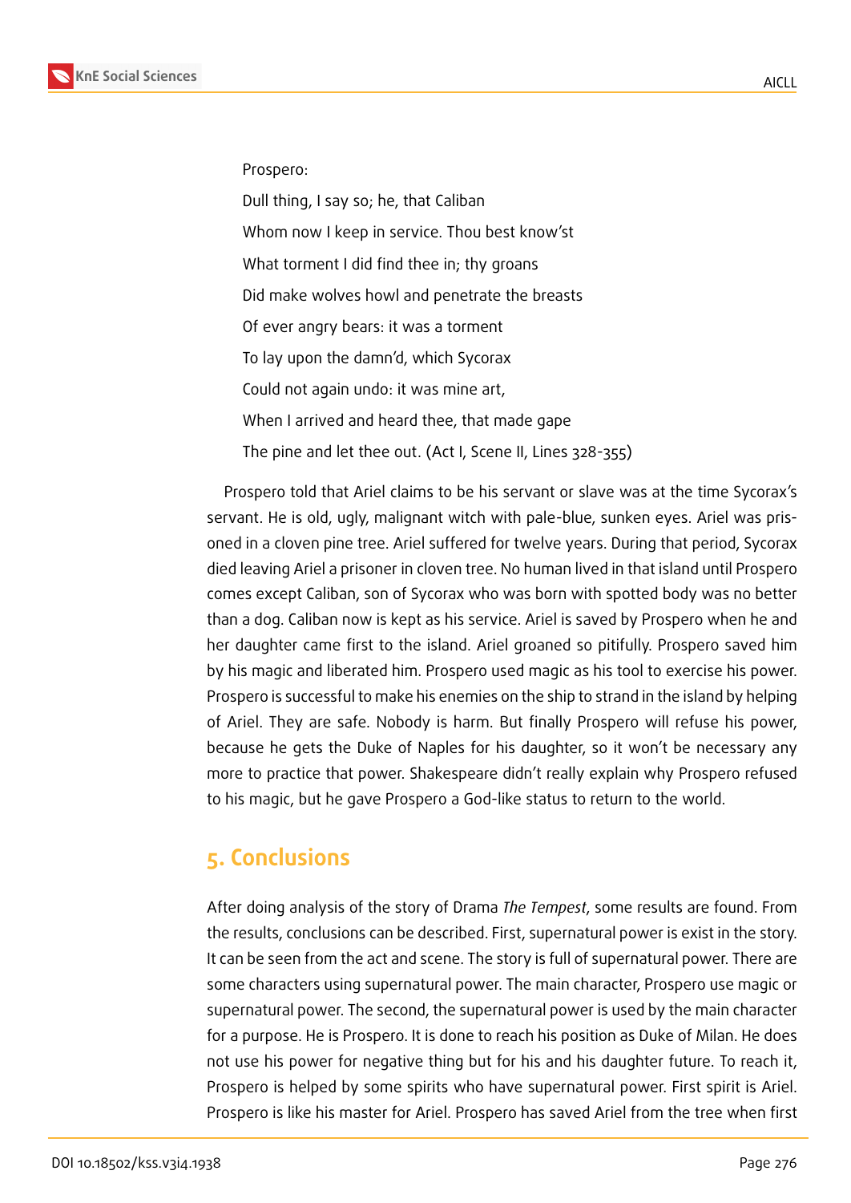Prospero:

Dull thing, I say so; he, that Caliban

Whom now I keep in service. Thou best know'st

What torment I did find thee in; thy groans

Did make wolves howl and penetrate the breasts

Of ever angry bears: it was a torment

To lay upon the damn'd, which Sycorax

Could not again undo: it was mine art,

When I arrived and heard thee, that made gape

The pine and let thee out. (Act I, Scene II, Lines 328-355)

Prospero told that Ariel claims to be his servant or slave was at the time Sycorax's servant. He is old, ugly, malignant witch with pale-blue, sunken eyes. Ariel was prisoned in a cloven pine tree. Ariel suffered for twelve years. During that period, Sycorax died leaving Ariel a prisoner in cloven tree. No human lived in that island until Prospero comes except Caliban, son of Sycorax who was born with spotted body was no better than a dog. Caliban now is kept as his service. Ariel is saved by Prospero when he and her daughter came first to the island. Ariel groaned so pitifully. Prospero saved him by his magic and liberated him. Prospero used magic as his tool to exercise his power. Prospero is successful to make his enemies on the ship to strand in the island by helping of Ariel. They are safe. Nobody is harm. But finally Prospero will refuse his power, because he gets the Duke of Naples for his daughter, so it won't be necessary any more to practice that power. Shakespeare didn't really explain why Prospero refused to his magic, but he gave Prospero a God-like status to return to the world.

## 5. Conclusions

After doing analysis of the story of Drama *The Tempest*, some results are found. From the results, conclusions can be described. First, supernatural power is exist in the story. It can be seen from the act and scene. The story is full of supernatural power. There are some characters using supernatural power. The main character, Prospero use magic or supernatural power. The second, the supernatural power is used by the main character for a purpose. He is Prospero. It is done to reach his position as Duke of Milan. He does not use his power for negative thing but for his and his daughter future. To reach it, Prospero is helped by some spirits who have supernatural power. First spirit is Ariel. Prospero is like his master for Ariel. Prospero has saved Ariel from the tree when first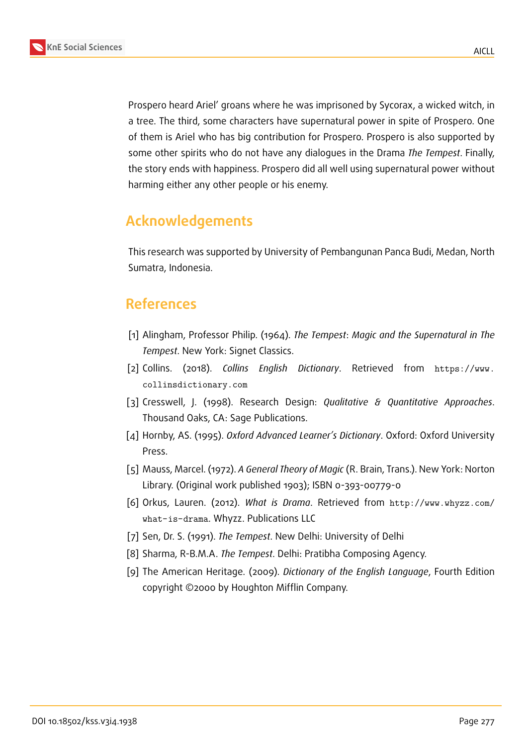Prospero heard Ariel' groans where he was imprisoned by Sycorax, a wicked witch, in a tree. The third, some characters have supernatural power in spite of Prospero. One of them is Ariel who has big contribution for Prospero. Prospero is also supported by some other spirits who do not have any dialogues in the Drama *The Tempest*. Finally, the story ends with happiness. Prospero did all well using supernatural power without harming either any other people or his enemy.

## Acknowledgements

This research was supported by University of Pembangunan Panca Budi, Medan, North Sumatra, Indonesia.

## References

[1] Alingham, Professor Philip. (1964). *The Tempest*: *Magic and the Supernatural in The Tempest*. New York: Signet Classics.

[2] Collins. (2018). *Collins English Dictionary*. Retrieved from `https://www.collinsdictionary.com`

[3] Cresswell, J. (1998). Research Design: *Qualitative & Quantitative Approaches*. Thousand Oaks, CA: Sage Publications.

[4] Hornby, AS. (1995). *Oxford Advanced Learner's Dictionary*. Oxford: Oxford University Press.

[5] Mauss, Marcel. (1972). *A General Theory of Magic* (R. Brain, Trans.). New York: Norton Library. (Original work published 1903); ISBN 0-393-00779-0

[6] Orkus, Lauren. (2012). *What is Drama*. Retrieved from `http://www.whyzz.com/what-is-drama`. Whyzz. Publications LLC

[7] Sen, Dr. S. (1991). *The Tempest*. New Delhi: University of Delhi

[8] Sharma, R-B.M.A. *The Tempest*. Delhi: Pratibha Composing Agency.

[9] The American Heritage. (2009). *Dictionary of the English Language*, Fourth Edition copyright ©2000 by Houghton Mifflin Company.